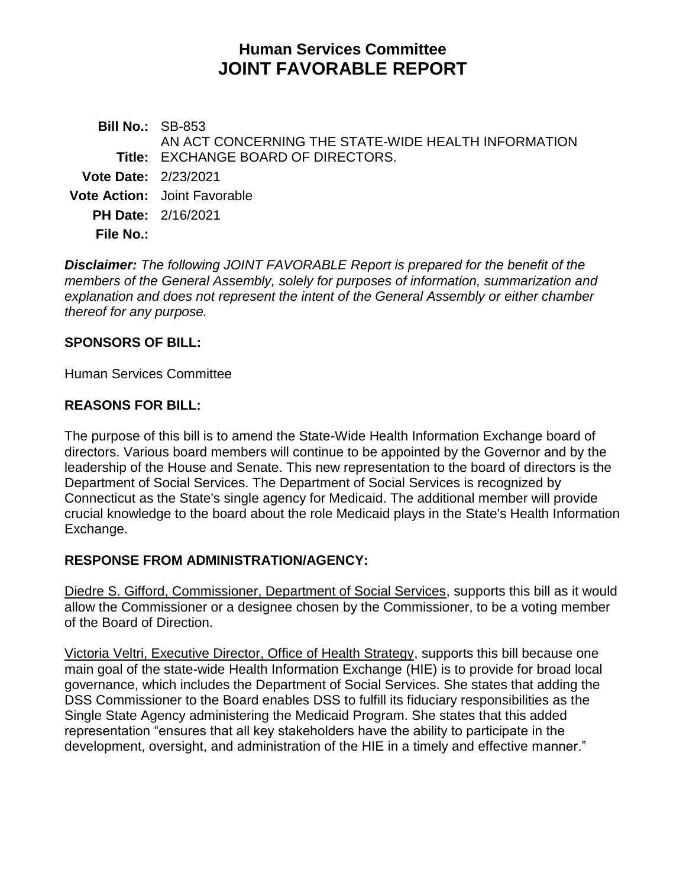# Human Services Committee
# JOINT FAVORABLE REPORT

**Bill No.:** SB-853

**Title:** AN ACT CONCERNING THE STATE-WIDE HEALTH INFORMATION EXCHANGE BOARD OF DIRECTORS.

**Vote Date:** 2/23/2021

**Vote Action:** Joint Favorable

**PH Date:** 2/16/2021

**File No.:**

***Disclaimer:*** *The following JOINT FAVORABLE Report is prepared for the benefit of the members of the General Assembly, solely for purposes of information, summarization and explanation and does not represent the intent of the General Assembly or either chamber thereof for any purpose.*

## SPONSORS OF BILL:

Human Services Committee

## REASONS FOR BILL:

The purpose of this bill is to amend the State-Wide Health Information Exchange board of directors. Various board members will continue to be appointed by the Governor and by the leadership of the House and Senate. This new representation to the board of directors is the Department of Social Services. The Department of Social Services is recognized by Connecticut as the State's single agency for Medicaid. The additional member will provide crucial knowledge to the board about the role Medicaid plays in the State's Health Information Exchange.

## RESPONSE FROM ADMINISTRATION/AGENCY:

Diedre S. Gifford, Commissioner, Department of Social Services, supports this bill as it would allow the Commissioner or a designee chosen by the Commissioner, to be a voting member of the Board of Direction.

Victoria Veltri, Executive Director, Office of Health Strategy, supports this bill because one main goal of the state-wide Health Information Exchange (HIE) is to provide for broad local governance, which includes the Department of Social Services. She states that adding the DSS Commissioner to the Board enables DSS to fulfill its fiduciary responsibilities as the Single State Agency administering the Medicaid Program. She states that this added representation "ensures that all key stakeholders have the ability to participate in the development, oversight, and administration of the HIE in a timely and effective manner."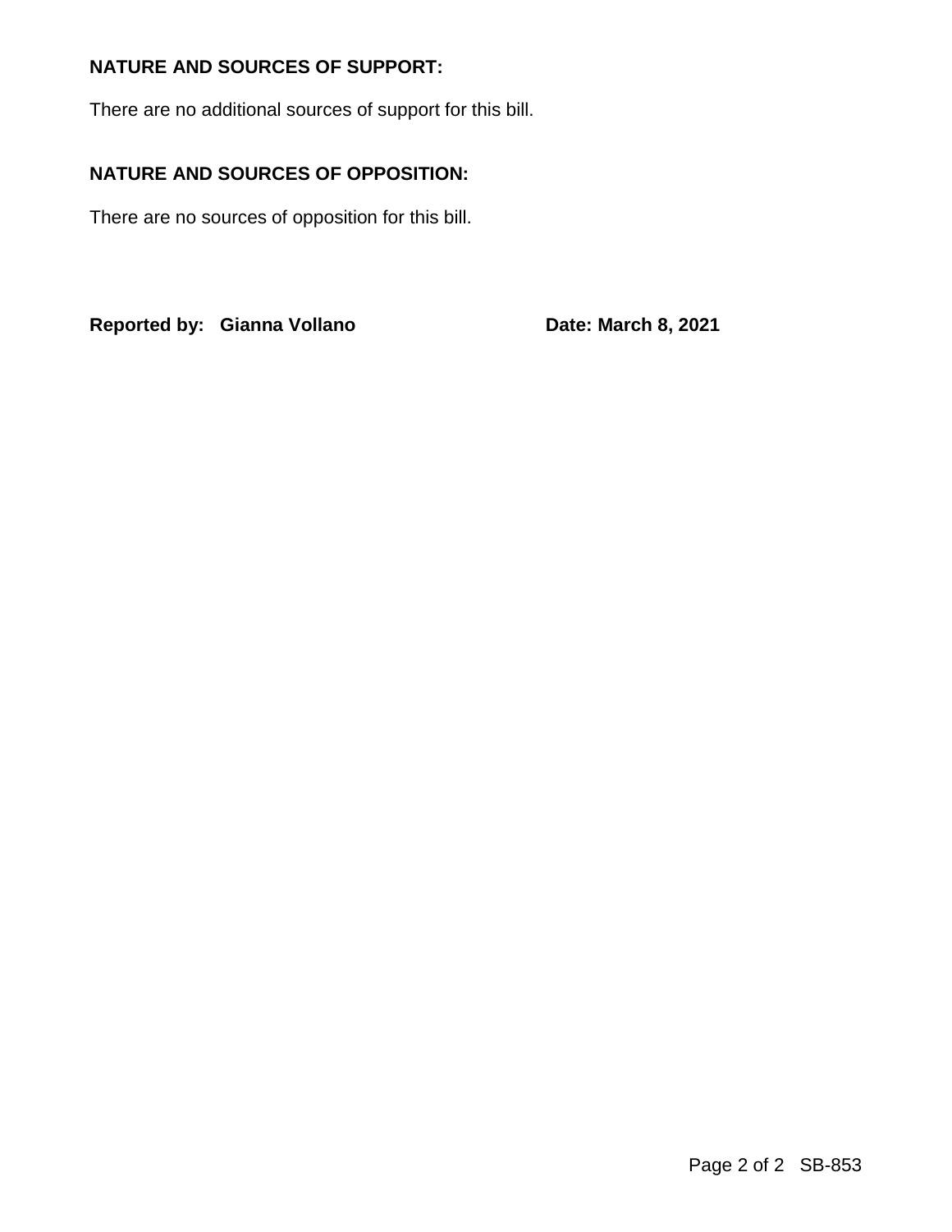**NATURE AND SOURCES OF SUPPORT:**

There are no additional sources of support for this bill.

**NATURE AND SOURCES OF OPPOSITION:**

There are no sources of opposition for this bill.

**Reported by: Gianna Vollano** **Date: March 8, 2021**